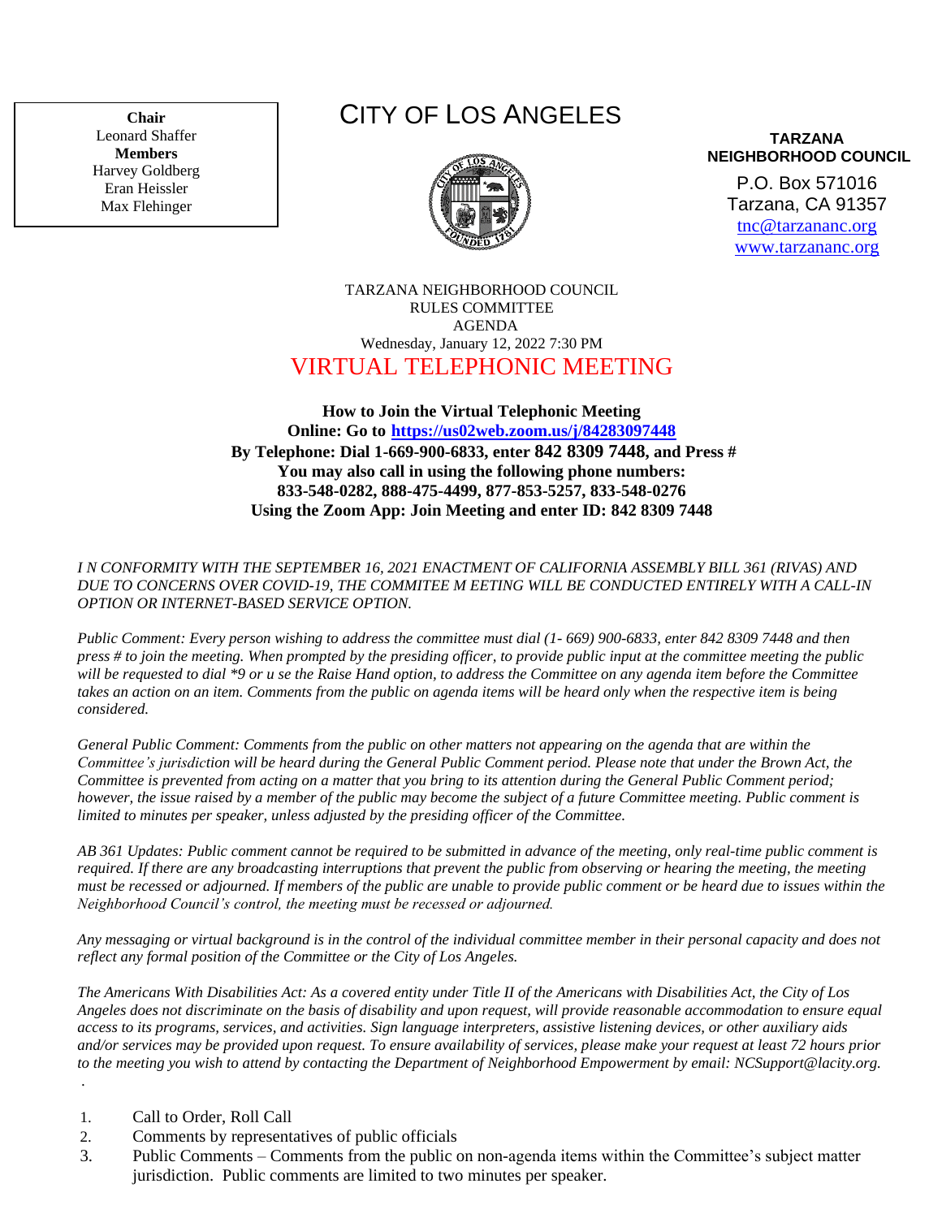**Chair**
Leonard Shaffer
**Members**
Harvey Goldberg
Eran Heissler
Max Flehinger

# CITY OF LOS ANGELES

**TARZANA NEIGHBORHOOD COUNCIL**

P.O. Box 571016
Tarzana, CA 91357
tnc@tarzananc.org
www.tarzananc.org

TARZANA NEIGHBORHOOD COUNCIL
RULES COMMITTEE
AGENDA
Wednesday, January 12, 2022 7:30 PM

## VIRTUAL TELEPHONIC MEETING

**How to Join the Virtual Telephonic Meeting**
**Online: Go to https://us02web.zoom.us/j/84283097448**
**By Telephone: Dial 1-669-900-6833, enter 842 8309 7448, and Press #**
**You may also call in using the following phone numbers:**
**833-548-0282, 888-475-4499, 877-853-5257, 833-548-0276**
**Using the Zoom App: Join Meeting and enter ID: 842 8309 7448**

*I N CONFORMITY WITH THE SEPTEMBER 16, 2021 ENACTMENT OF CALIFORNIA ASSEMBLY BILL 361 (RIVAS) AND DUE TO CONCERNS OVER COVID-19, THE COMMITEE M EETING WILL BE CONDUCTED ENTIRELY WITH A CALL-IN OPTION OR INTERNET-BASED SERVICE OPTION.*

*Public Comment: Every person wishing to address the committee must dial (1- 669) 900-6833, enter 842 8309 7448 and then press # to join the meeting. When prompted by the presiding officer, to provide public input at the committee meeting the public will be requested to dial *9 or u se the Raise Hand option, to address the Committee on any agenda item before the Committee takes an action on an item. Comments from the public on agenda items will be heard only when the respective item is being considered.*

*General Public Comment: Comments from the public on other matters not appearing on the agenda that are within the Committee's jurisdiction will be heard during the General Public Comment period. Please note that under the Brown Act, the Committee is prevented from acting on a matter that you bring to its attention during the General Public Comment period; however, the issue raised by a member of the public may become the subject of a future Committee meeting. Public comment is limited to minutes per speaker, unless adjusted by the presiding officer of the Committee.*

*AB 361 Updates: Public comment cannot be required to be submitted in advance of the meeting, only real-time public comment is required. If there are any broadcasting interruptions that prevent the public from observing or hearing the meeting, the meeting must be recessed or adjourned. If members of the public are unable to provide public comment or be heard due to issues within the Neighborhood Council's control, the meeting must be recessed or adjourned.*

*Any messaging or virtual background is in the control of the individual committee member in their personal capacity and does not reflect any formal position of the Committee or the City of Los Angeles.*

*The Americans With Disabilities Act: As a covered entity under Title II of the Americans with Disabilities Act, the City of Los Angeles does not discriminate on the basis of disability and upon request, will provide reasonable accommodation to ensure equal access to its programs, services, and activities. Sign language interpreters, assistive listening devices, or other auxiliary aids and/or services may be provided upon request. To ensure availability of services, please make your request at least 72 hours prior to the meeting you wish to attend by contacting the Department of Neighborhood Empowerment by email: NCSupport@lacity.org.*

1. Call to Order, Roll Call
2. Comments by representatives of public officials
3. Public Comments – Comments from the public on non-agenda items within the Committee's subject matter jurisdiction. Public comments are limited to two minutes per speaker.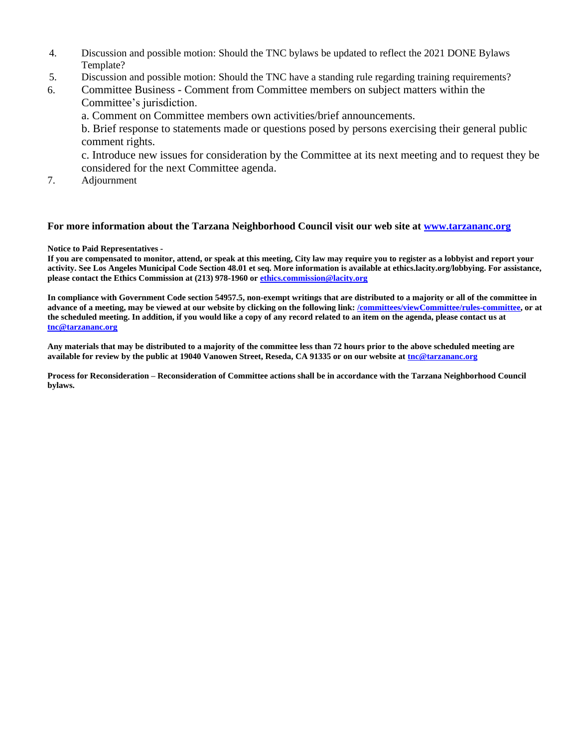4. Discussion and possible motion: Should the TNC bylaws be updated to reflect the 2021 DONE Bylaws Template?
5. Discussion and possible motion: Should the TNC have a standing rule regarding training requirements?
6. Committee Business - Comment from Committee members on subject matters within the Committee's jurisdiction.

   a. Comment on Committee members own activities/brief announcements.

   b. Brief response to statements made or questions posed by persons exercising their general public comment rights.

   c. Introduce new issues for consideration by the Committee at its next meeting and to request they be considered for the next Committee agenda.
7. Adjournment

**For more information about the Tarzana Neighborhood Council visit our web site at [www.tarzananc.org](www.tarzananc.org)**

**Notice to Paid Representatives -**
**If you are compensated to monitor, attend, or speak at this meeting, City law may require you to register as a lobbyist and report your activity. See Los Angeles Municipal Code Section 48.01 et seq. More information is available at ethics.lacity.org/lobbying. For assistance, please contact the Ethics Commission at (213) 978-1960 or [ethics.commission@lacity.org](mailto:ethics.commission@lacity.org)**

**In compliance with Government Code section 54957.5, non-exempt writings that are distributed to a majority or all of the committee in advance of a meeting, may be viewed at our website by clicking on the following link: [/committees/viewCommittee/rules-committee](/committees/viewCommittee/rules-committee), or at the scheduled meeting. In addition, if you would like a copy of any record related to an item on the agenda, please contact us at [tnc@tarzananc.org](mailto:tnc@tarzananc.org)**

**Any materials that may be distributed to a majority of the committee less than 72 hours prior to the above scheduled meeting are available for review by the public at 19040 Vanowen Street, Reseda, CA 91335 or on our website at [tnc@tarzananc.org](mailto:tnc@tarzananc.org)**

**Process for Reconsideration – Reconsideration of Committee actions shall be in accordance with the Tarzana Neighborhood Council bylaws.**